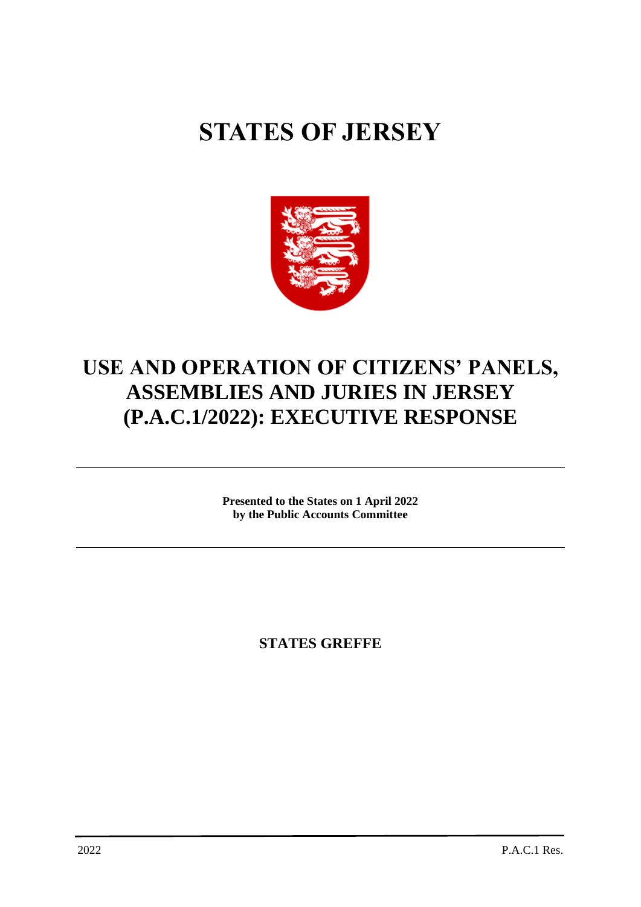# STATES OF JERSEY

## USE AND OPERATION OF CITIZENS' PANELS, ASSEMBLIES AND JURIES IN JERSEY (P.A.C.1/2022): EXECUTIVE RESPONSE

---

**Presented to the States on 1 April 2022**
**by the Public Accounts Committee**

---

**STATES GREFFE**

2022 P.A.C.1 Res.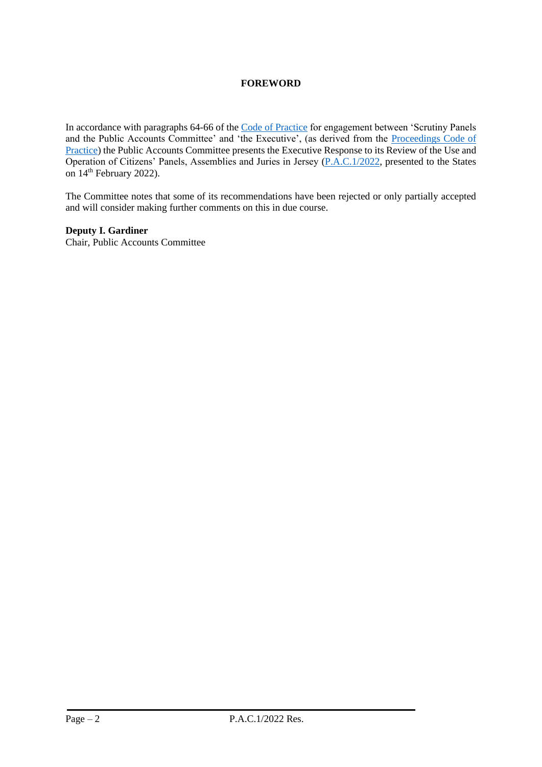# FOREWORD

In accordance with paragraphs 64-66 of the [Code of Practice] for engagement between 'Scrutiny Panels and the Public Accounts Committee' and 'the Executive', (as derived from the [Proceedings Code of Practice]) the Public Accounts Committee presents the Executive Response to its Review of the Use and Operation of Citizens' Panels, Assemblies and Juries in Jersey ([P.A.C.1/2022], presented to the States on 14th February 2022).

The Committee notes that some of its recommendations have been rejected or only partially accepted and will consider making further comments on this in due course.

**Deputy I. Gardiner**
Chair, Public Accounts Committee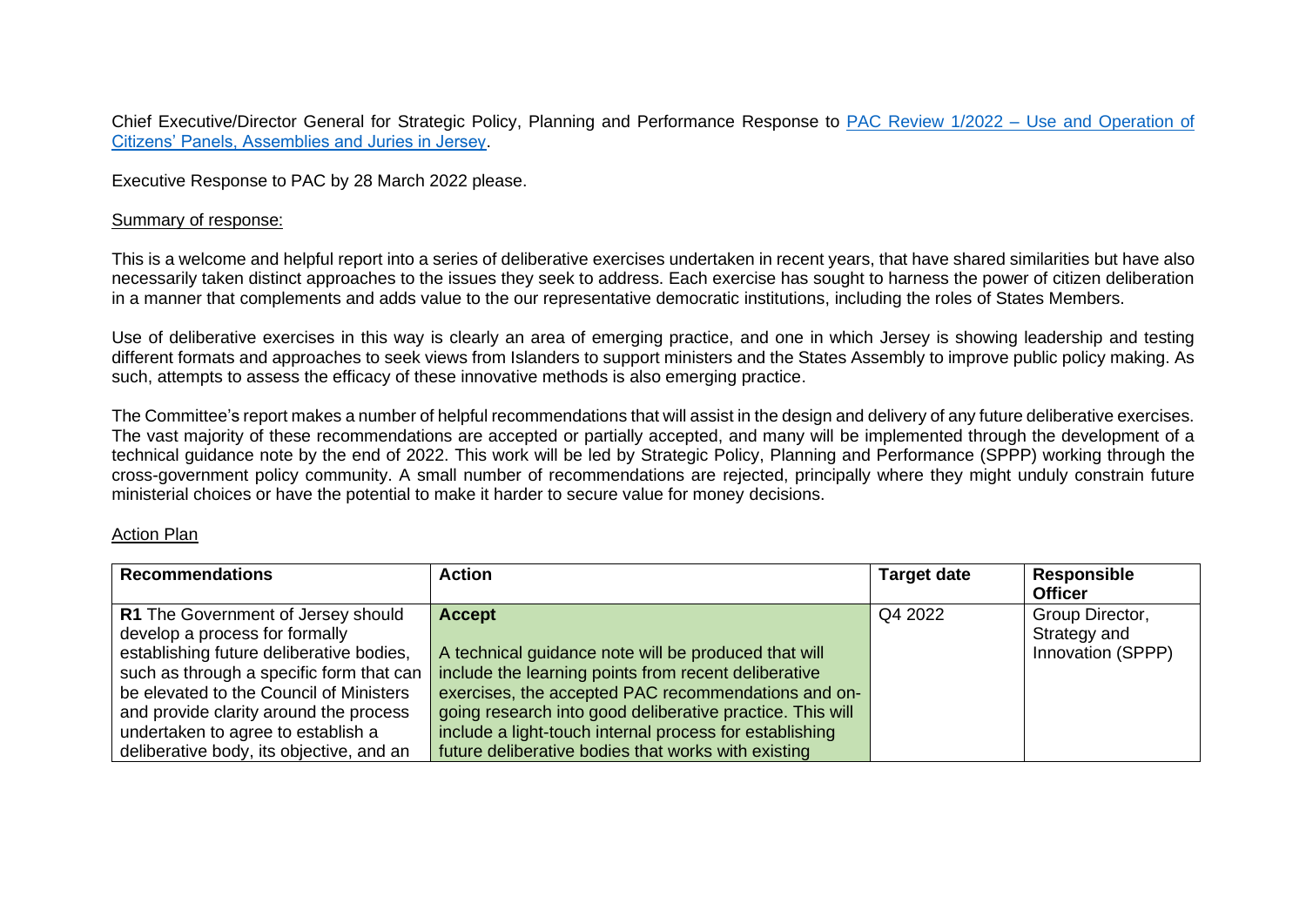Chief Executive/Director General for Strategic Policy, Planning and Performance Response to [PAC Review 1/2022 – Use and Operation of Citizens' Panels, Assemblies and Juries in Jersey](#).

Executive Response to PAC by 28 March 2022 please.

Summary of response:

This is a welcome and helpful report into a series of deliberative exercises undertaken in recent years, that have shared similarities but have also necessarily taken distinct approaches to the issues they seek to address. Each exercise has sought to harness the power of citizen deliberation in a manner that complements and adds value to the our representative democratic institutions, including the roles of States Members.

Use of deliberative exercises in this way is clearly an area of emerging practice, and one in which Jersey is showing leadership and testing different formats and approaches to seek views from Islanders to support ministers and the States Assembly to improve public policy making. As such, attempts to assess the efficacy of these innovative methods is also emerging practice.

The Committee's report makes a number of helpful recommendations that will assist in the design and delivery of any future deliberative exercises. The vast majority of these recommendations are accepted or partially accepted, and many will be implemented through the development of a technical guidance note by the end of 2022. This work will be led by Strategic Policy, Planning and Performance (SPPP) working through the cross-government policy community. A small number of recommendations are rejected, principally where they might unduly constrain future ministerial choices or have the potential to make it harder to secure value for money decisions.

Action Plan

| Recommendations | Action | Target date | Responsible Officer |
|---|---|---|---|
| **R1** The Government of Jersey should develop a process for formally establishing future deliberative bodies, such as through a specific form that can be elevated to the Council of Ministers and provide clarity around the process undertaken to agree to establish a deliberative body, its objective, and an | **Accept**<br><br>A technical guidance note will be produced that will include the learning points from recent deliberative exercises, the accepted PAC recommendations and on-going research into good deliberative practice. This will include a light-touch internal process for establishing future deliberative bodies that works with existing | Q4 2022 | Group Director, Strategy and Innovation (SPPP) |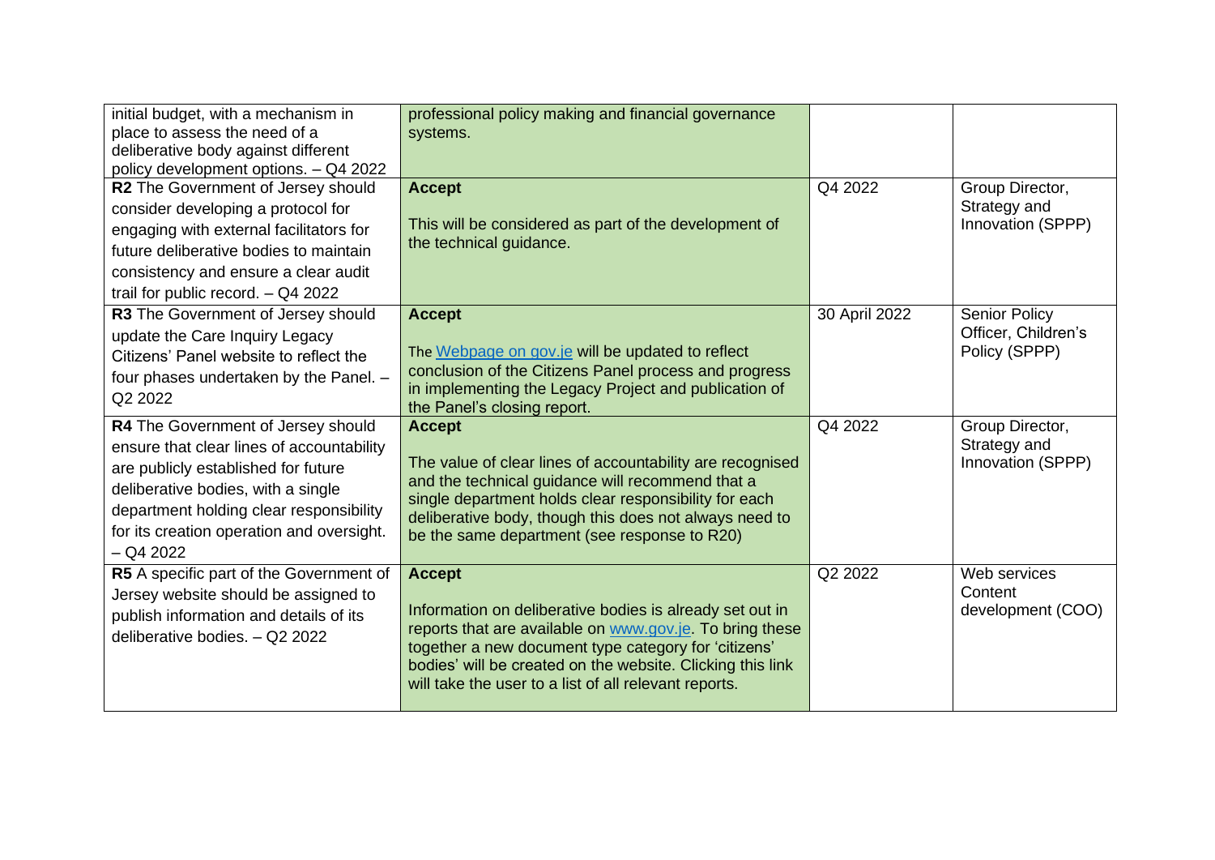| | | | |
|---|---|---|---|
| initial budget, with a mechanism in place to assess the need of a deliberative body against different policy development options. – Q4 2022 | professional policy making and financial governance systems. | | |
| **R2** The Government of Jersey should consider developing a protocol for engaging with external facilitators for future deliberative bodies to maintain consistency and ensure a clear audit trail for public record. – Q4 2022 | **Accept**<br><br>This will be considered as part of the development of the technical guidance. | Q4 2022 | Group Director, Strategy and Innovation (SPPP) |
| **R3** The Government of Jersey should update the Care Inquiry Legacy Citizens' Panel website to reflect the four phases undertaken by the Panel. – Q2 2022 | **Accept**<br><br>The [Webpage on gov.je](Webpage on gov.je) will be updated to reflect conclusion of the Citizens Panel process and progress in implementing the Legacy Project and publication of the Panel's closing report. | 30 April 2022 | Senior Policy Officer, Children's Policy (SPPP) |
| **R4** The Government of Jersey should ensure that clear lines of accountability are publicly established for future deliberative bodies, with a single department holding clear responsibility for its creation operation and oversight. – Q4 2022 | **Accept**<br><br>The value of clear lines of accountability are recognised and the technical guidance will recommend that a single department holds clear responsibility for each deliberative body, though this does not always need to be the same department (see response to R20) | Q4 2022 | Group Director, Strategy and Innovation (SPPP) |
| **R5** A specific part of the Government of Jersey website should be assigned to publish information and details of its deliberative bodies. – Q2 2022 | **Accept**<br><br>Information on deliberative bodies is already set out in reports that are available on [www.gov.je](www.gov.je). To bring these together a new document type category for 'citizens' bodies' will be created on the website. Clicking this link will take the user to a list of all relevant reports. | Q2 2022 | Web services Content development (COO) |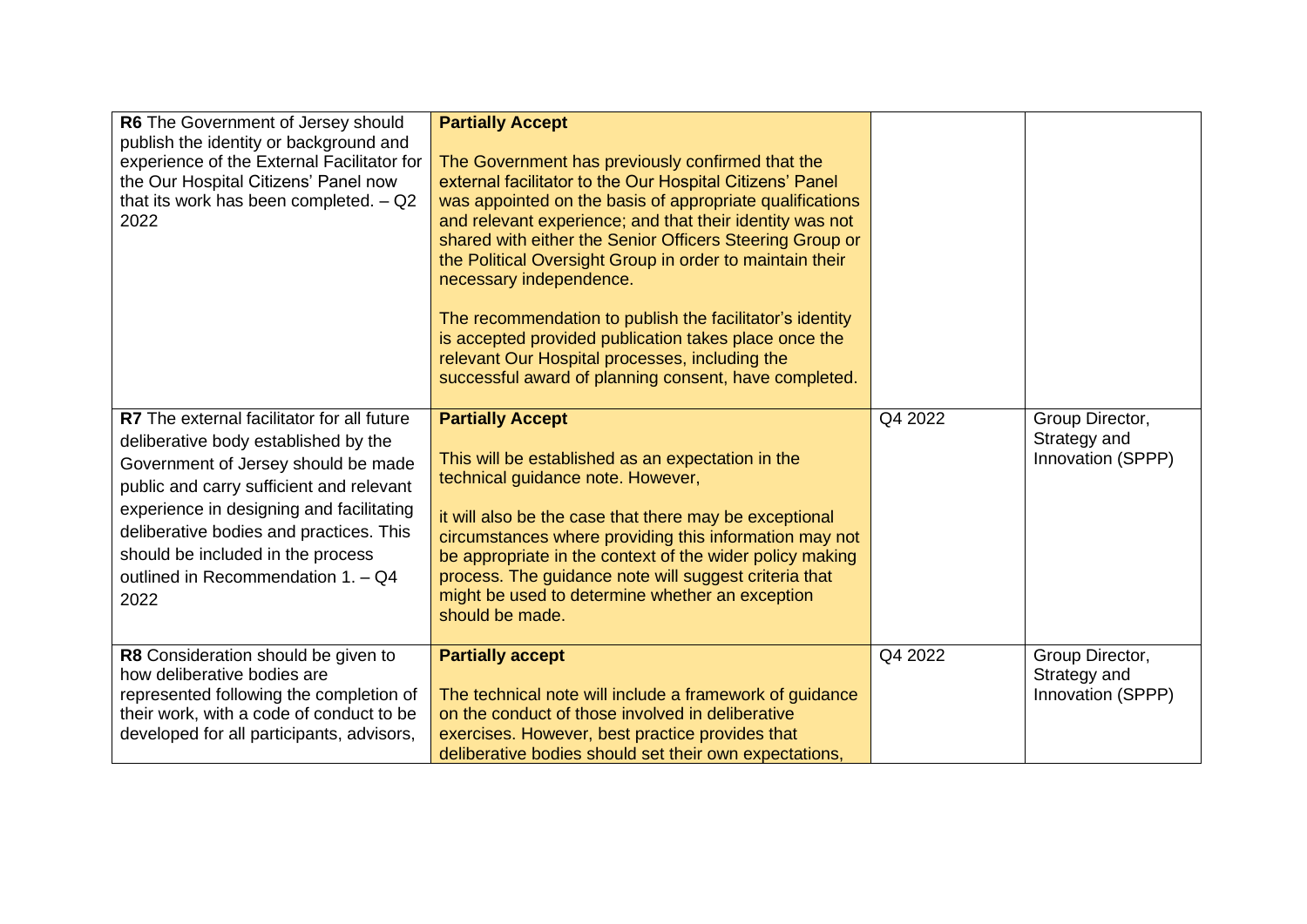| | | | |
|---|---|---|---|
| **R6** The Government of Jersey should publish the identity or background and experience of the External Facilitator for the Our Hospital Citizens' Panel now that its work has been completed. – Q2 2022 | **Partially Accept**<br><br>The Government has previously confirmed that the external facilitator to the Our Hospital Citizens' Panel was appointed on the basis of appropriate qualifications and relevant experience; and that their identity was not shared with either the Senior Officers Steering Group or the Political Oversight Group in order to maintain their necessary independence.<br><br>The recommendation to publish the facilitator's identity is accepted provided publication takes place once the relevant Our Hospital processes, including the successful award of planning consent, have completed. | | |
| **R7** The external facilitator for all future deliberative body established by the Government of Jersey should be made public and carry sufficient and relevant experience in designing and facilitating deliberative bodies and practices. This should be included in the process outlined in Recommendation 1. – Q4 2022 | **Partially Accept**<br><br>This will be established as an expectation in the technical guidance note. However,<br><br>it will also be the case that there may be exceptional circumstances where providing this information may not be appropriate in the context of the wider policy making process. The guidance note will suggest criteria that might be used to determine whether an exception should be made. | Q4 2022 | Group Director, Strategy and Innovation (SPPP) |
| **R8** Consideration should be given to how deliberative bodies are represented following the completion of their work, with a code of conduct to be developed for all participants, advisors, | **Partially accept**<br><br>The technical note will include a framework of guidance on the conduct of those involved in deliberative exercises. However, best practice provides that deliberative bodies should set their own expectations, | Q4 2022 | Group Director, Strategy and Innovation (SPPP) |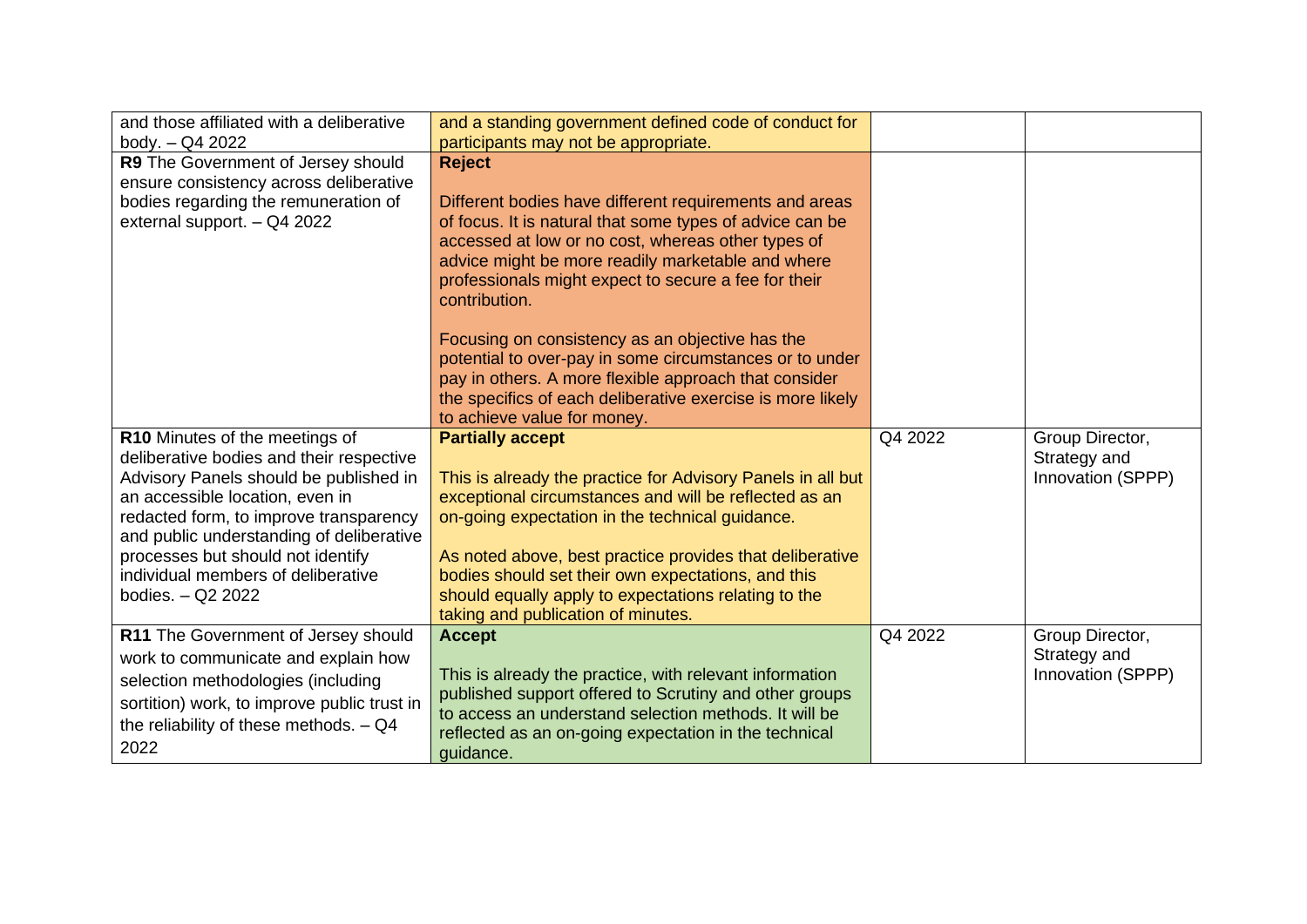| | | | |
|---|---|---|---|
| and those affiliated with a deliberative body. – Q4 2022 | and a standing government defined code of conduct for participants may not be appropriate. | | |
| **R9** The Government of Jersey should ensure consistency across deliberative bodies regarding the remuneration of external support. – Q4 2022 | **Reject**<br><br>Different bodies have different requirements and areas of focus. It is natural that some types of advice can be accessed at low or no cost, whereas other types of advice might be more readily marketable and where professionals might expect to secure a fee for their contribution.<br><br>Focusing on consistency as an objective has the potential to over-pay in some circumstances or to under pay in others. A more flexible approach that consider the specifics of each deliberative exercise is more likely to achieve value for money. | | |
| **R10** Minutes of the meetings of deliberative bodies and their respective Advisory Panels should be published in an accessible location, even in redacted form, to improve transparency and public understanding of deliberative processes but should not identify individual members of deliberative bodies. – Q2 2022 | **Partially accept**<br><br>This is already the practice for Advisory Panels in all but exceptional circumstances and will be reflected as an on-going expectation in the technical guidance.<br><br>As noted above, best practice provides that deliberative bodies should set their own expectations, and this should equally apply to expectations relating to the taking and publication of minutes. | Q4 2022 | Group Director, Strategy and Innovation (SPPP) |
| **R11** The Government of Jersey should work to communicate and explain how selection methodologies (including sortition) work, to improve public trust in the reliability of these methods. – Q4 2022 | **Accept**<br><br>This is already the practice, with relevant information published support offered to Scrutiny and other groups to access an understand selection methods. It will be reflected as an on-going expectation in the technical guidance. | Q4 2022 | Group Director, Strategy and Innovation (SPPP) |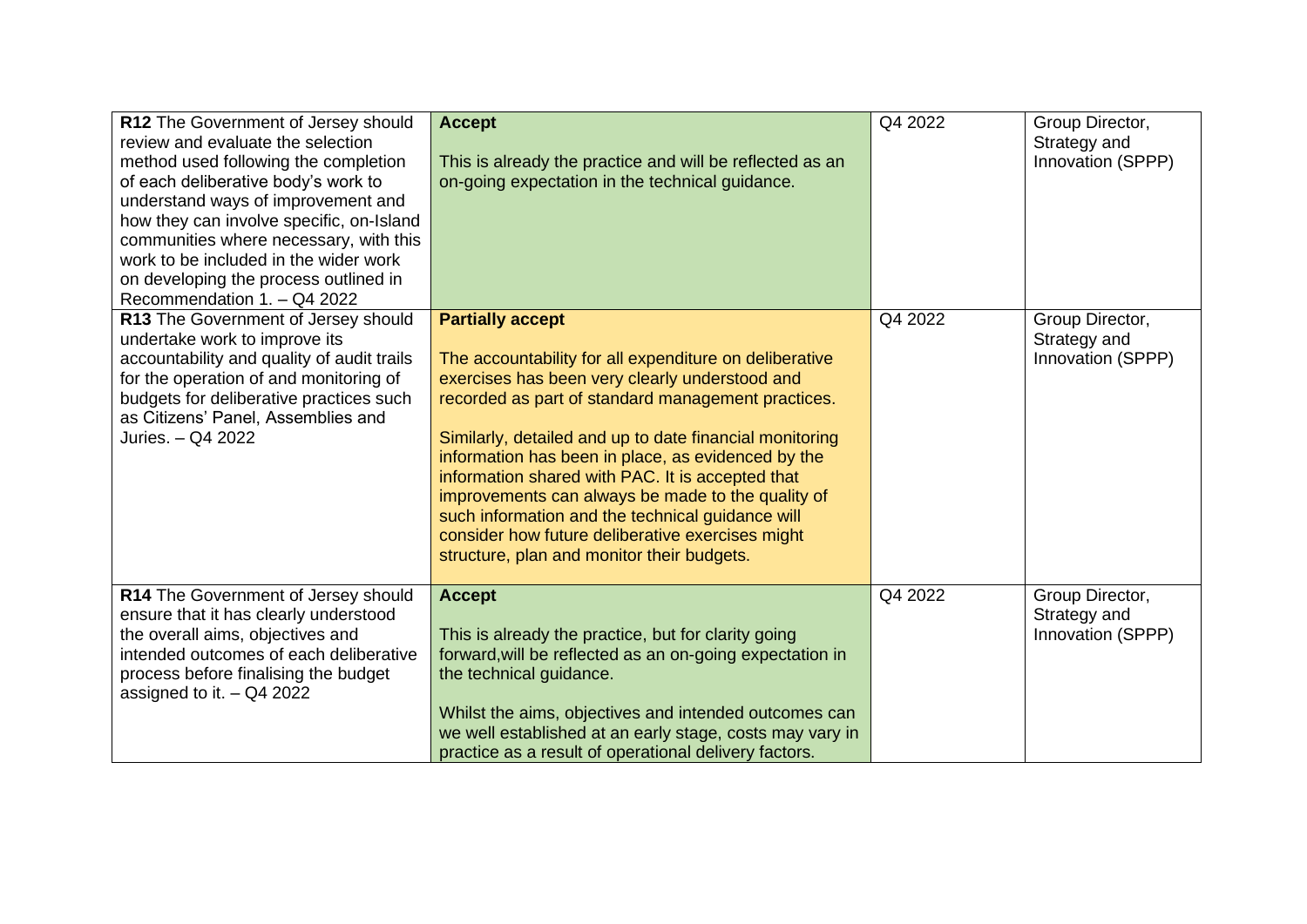| | | | |
|---|---|---|---|
| **R12** The Government of Jersey should review and evaluate the selection method used following the completion of each deliberative body's work to understand ways of improvement and how they can involve specific, on-Island communities where necessary, with this work to be included in the wider work on developing the process outlined in Recommendation 1. – Q4 2022 | **Accept**<br><br>This is already the practice and will be reflected as an on-going expectation in the technical guidance. | Q4 2022 | Group Director, Strategy and Innovation (SPPP) |
| **R13** The Government of Jersey should undertake work to improve its accountability and quality of audit trails for the operation of and monitoring of budgets for deliberative practices such as Citizens' Panel, Assemblies and Juries. – Q4 2022 | **Partially accept**<br><br>The accountability for all expenditure on deliberative exercises has been very clearly understood and recorded as part of standard management practices.<br><br>Similarly, detailed and up to date financial monitoring information has been in place, as evidenced by the information shared with PAC. It is accepted that improvements can always be made to the quality of such information and the technical guidance will consider how future deliberative exercises might structure, plan and monitor their budgets. | Q4 2022 | Group Director, Strategy and Innovation (SPPP) |
| **R14** The Government of Jersey should ensure that it has clearly understood the overall aims, objectives and intended outcomes of each deliberative process before finalising the budget assigned to it. – Q4 2022 | **Accept**<br><br>This is already the practice, but for clarity going forward,will be reflected as an on-going expectation in the technical guidance.<br><br>Whilst the aims, objectives and intended outcomes can we well established at an early stage, costs may vary in practice as a result of operational delivery factors. | Q4 2022 | Group Director, Strategy and Innovation (SPPP) |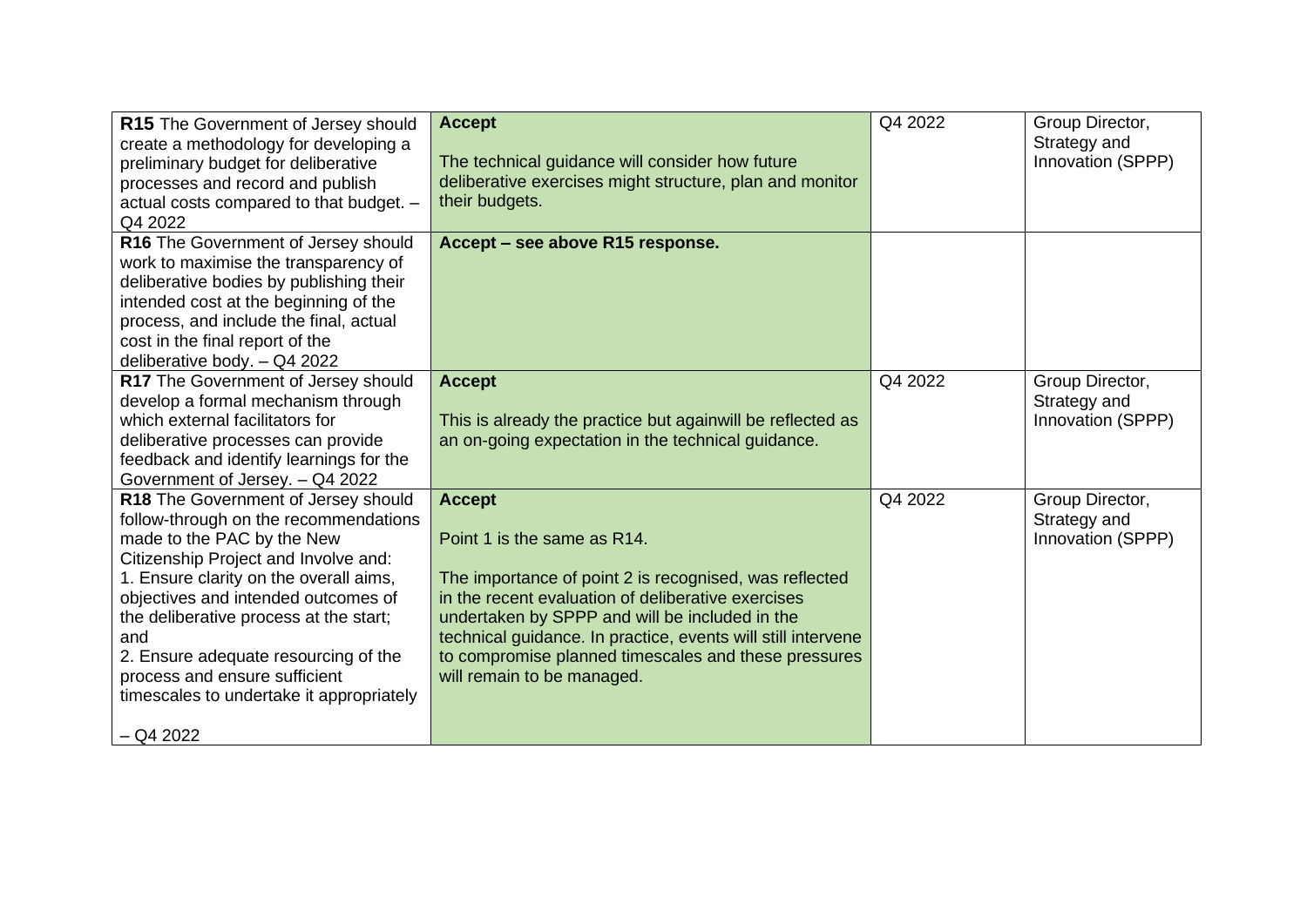| | | | |
|---|---|---|---|
| **R15** The Government of Jersey should create a methodology for developing a preliminary budget for deliberative processes and record and publish actual costs compared to that budget. – Q4 2022 | **Accept**<br><br>The technical guidance will consider how future deliberative exercises might structure, plan and monitor their budgets. | Q4 2022 | Group Director, Strategy and Innovation (SPPP) |
| **R16** The Government of Jersey should work to maximise the transparency of deliberative bodies by publishing their intended cost at the beginning of the process, and include the final, actual cost in the final report of the deliberative body. – Q4 2022 | **Accept – see above R15 response.** | | |
| **R17** The Government of Jersey should develop a formal mechanism through which external facilitators for deliberative processes can provide feedback and identify learnings for the Government of Jersey. – Q4 2022 | **Accept**<br><br>This is already the practice but againwill be reflected as an on-going expectation in the technical guidance. | Q4 2022 | Group Director, Strategy and Innovation (SPPP) |
| **R18** The Government of Jersey should follow-through on the recommendations made to the PAC by the New Citizenship Project and Involve and:<br>1. Ensure clarity on the overall aims, objectives and intended outcomes of the deliberative process at the start; and<br>2. Ensure adequate resourcing of the process and ensure sufficient timescales to undertake it appropriately<br><br>– Q4 2022 | **Accept**<br><br>Point 1 is the same as R14.<br><br>The importance of point 2 is recognised, was reflected in the recent evaluation of deliberative exercises undertaken by SPPP and will be included in the technical guidance. In practice, events will still intervene to compromise planned timescales and these pressures will remain to be managed. | Q4 2022 | Group Director, Strategy and Innovation (SPPP) |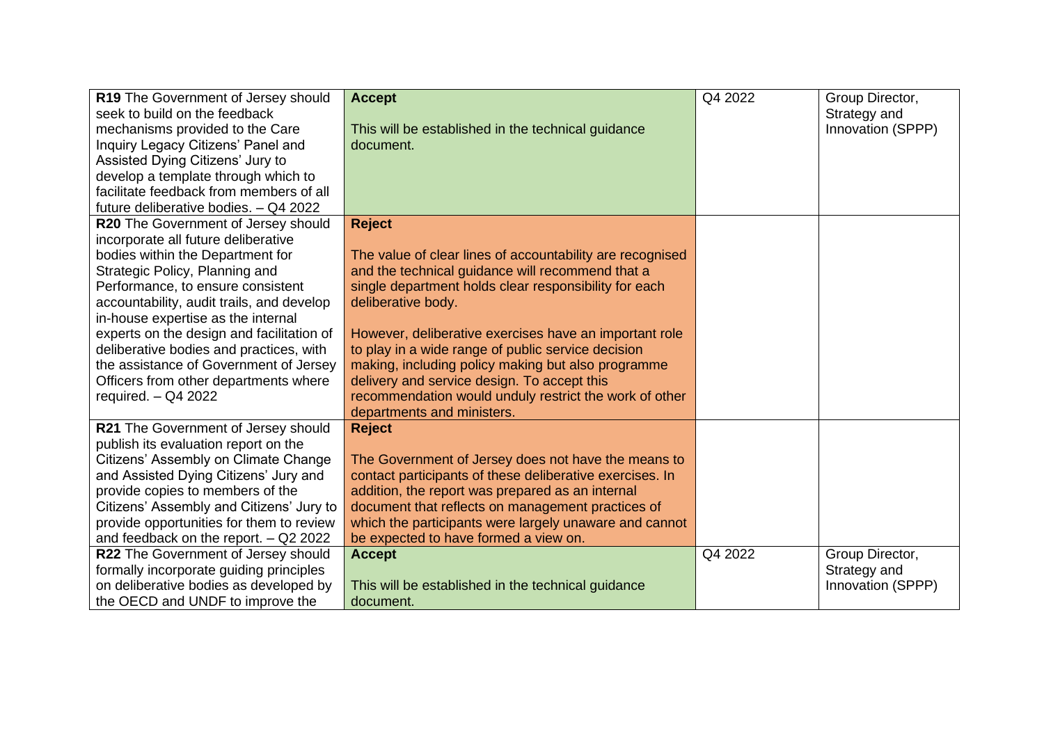| | | | |
|---|---|---|---|
| **R19** The Government of Jersey should seek to build on the feedback mechanisms provided to the Care Inquiry Legacy Citizens' Panel and Assisted Dying Citizens' Jury to develop a template through which to facilitate feedback from members of all future deliberative bodies. – Q4 2022 | **Accept**<br><br>This will be established in the technical guidance document. | Q4 2022 | Group Director, Strategy and Innovation (SPPP) |
| **R20** The Government of Jersey should incorporate all future deliberative bodies within the Department for Strategic Policy, Planning and Performance, to ensure consistent accountability, audit trails, and develop in-house expertise as the internal experts on the design and facilitation of deliberative bodies and practices, with the assistance of Government of Jersey Officers from other departments where required. – Q4 2022 | **Reject**<br><br>The value of clear lines of accountability are recognised and the technical guidance will recommend that a single department holds clear responsibility for each deliberative body.<br><br>However, deliberative exercises have an important role to play in a wide range of public service decision making, including policy making but also programme delivery and service design. To accept this recommendation would unduly restrict the work of other departments and ministers. | | |
| **R21** The Government of Jersey should publish its evaluation report on the Citizens' Assembly on Climate Change and Assisted Dying Citizens' Jury and provide copies to members of the Citizens' Assembly and Citizens' Jury to provide opportunities for them to review and feedback on the report. – Q2 2022 | **Reject**<br><br>The Government of Jersey does not have the means to contact participants of these deliberative exercises. In addition, the report was prepared as an internal document that reflects on management practices of which the participants were largely unaware and cannot be expected to have formed a view on. | | |
| **R22** The Government of Jersey should formally incorporate guiding principles on deliberative bodies as developed by the OECD and UNDF to improve the | **Accept**<br><br>This will be established in the technical guidance document. | Q4 2022 | Group Director, Strategy and Innovation (SPPP) |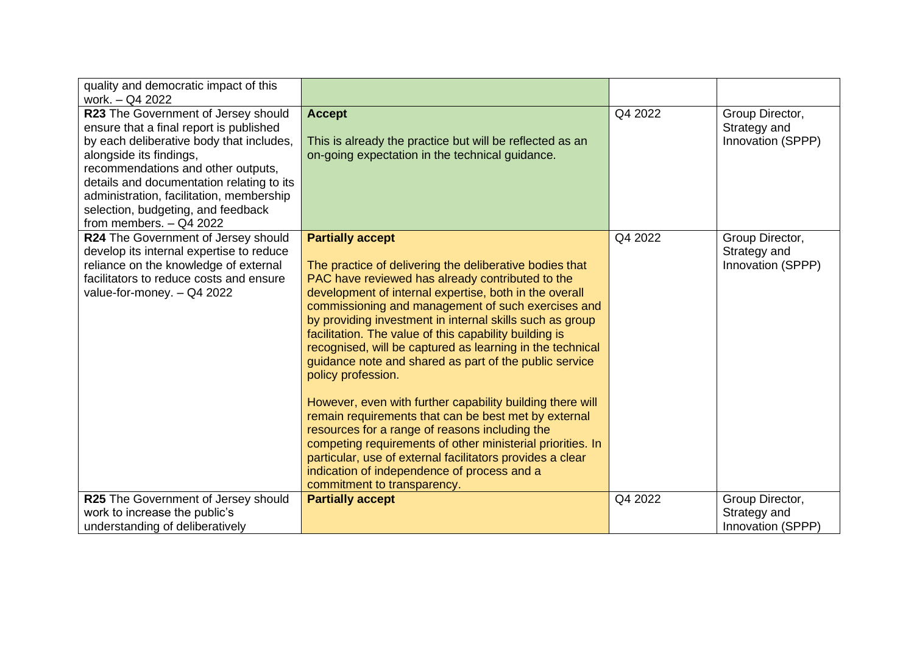| | | | |
|---|---|---|---|
| quality and democratic impact of this work. – Q4 2022 | | | |
| **R23** The Government of Jersey should ensure that a final report is published by each deliberative body that includes, alongside its findings, recommendations and other outputs, details and documentation relating to its administration, facilitation, membership selection, budgeting, and feedback from members. – Q4 2022 | **Accept**<br><br>This is already the practice but will be reflected as an on-going expectation in the technical guidance. | Q4 2022 | Group Director, Strategy and Innovation (SPPP) |
| **R24** The Government of Jersey should develop its internal expertise to reduce reliance on the knowledge of external facilitators to reduce costs and ensure value-for-money. – Q4 2022 | **Partially accept**<br><br>The practice of delivering the deliberative bodies that PAC have reviewed has already contributed to the development of internal expertise, both in the overall commissioning and management of such exercises and by providing investment in internal skills such as group facilitation. The value of this capability building is recognised, will be captured as learning in the technical guidance note and shared as part of the public service policy profession.<br><br>However, even with further capability building there will remain requirements that can be best met by external resources for a range of reasons including the competing requirements of other ministerial priorities. In particular, use of external facilitators provides a clear indication of independence of process and a commitment to transparency. | Q4 2022 | Group Director, Strategy and Innovation (SPPP) |
| **R25** The Government of Jersey should work to increase the public's understanding of deliberatively | **Partially accept** | Q4 2022 | Group Director, Strategy and Innovation (SPPP) |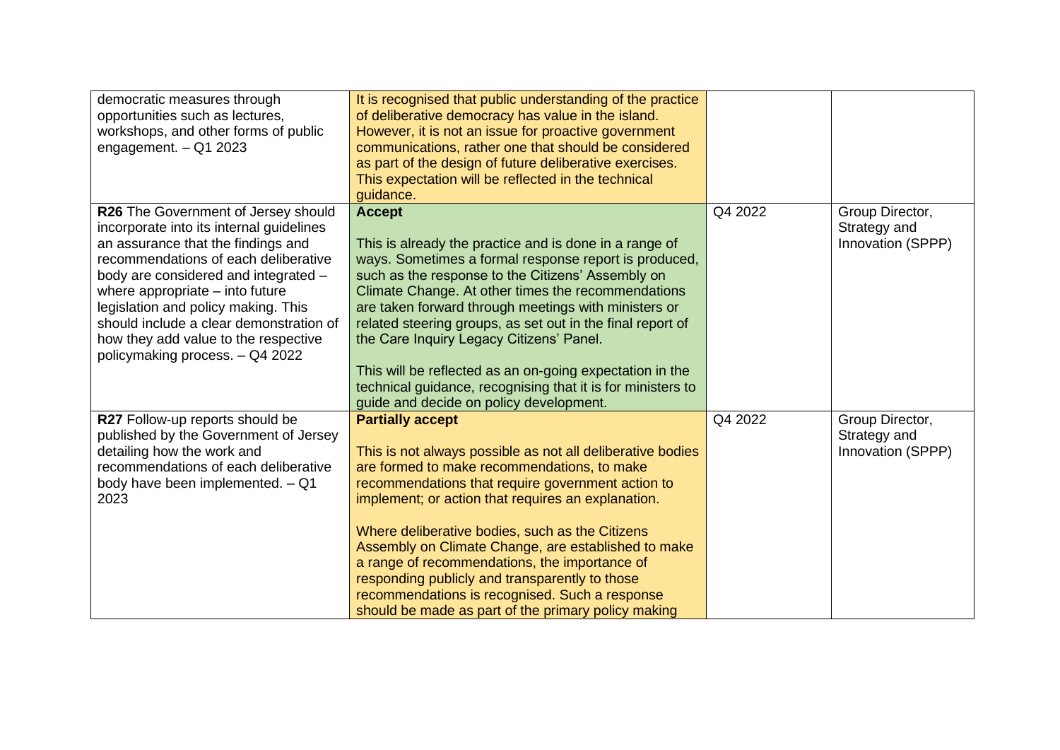| | | | |
|---|---|---|---|
| democratic measures through opportunities such as lectures, workshops, and other forms of public engagement. – Q1 2023 | It is recognised that public understanding of the practice of deliberative democracy has value in the island. However, it is not an issue for proactive government communications, rather one that should be considered as part of the design of future deliberative exercises. This expectation will be reflected in the technical guidance. | | |
| **R26** The Government of Jersey should incorporate into its internal guidelines an assurance that the findings and recommendations of each deliberative body are considered and integrated – where appropriate – into future legislation and policy making. This should include a clear demonstration of how they add value to the respective policymaking process. – Q4 2022 | **Accept**<br><br>This is already the practice and is done in a range of ways. Sometimes a formal response report is produced, such as the response to the Citizens' Assembly on Climate Change. At other times the recommendations are taken forward through meetings with ministers or related steering groups, as set out in the final report of the Care Inquiry Legacy Citizens' Panel.<br><br>This will be reflected as an on-going expectation in the technical guidance, recognising that it is for ministers to guide and decide on policy development. | Q4 2022 | Group Director, Strategy and Innovation (SPPP) |
| **R27** Follow-up reports should be published by the Government of Jersey detailing how the work and recommendations of each deliberative body have been implemented. – Q1 2023 | **Partially accept**<br><br>This is not always possible as not all deliberative bodies are formed to make recommendations, to make recommendations that require government action to implement; or action that requires an explanation.<br><br>Where deliberative bodies, such as the Citizens Assembly on Climate Change, are established to make a range of recommendations, the importance of responding publicly and transparently to those recommendations is recognised. Such a response should be made as part of the primary policy making | Q4 2022 | Group Director, Strategy and Innovation (SPPP) |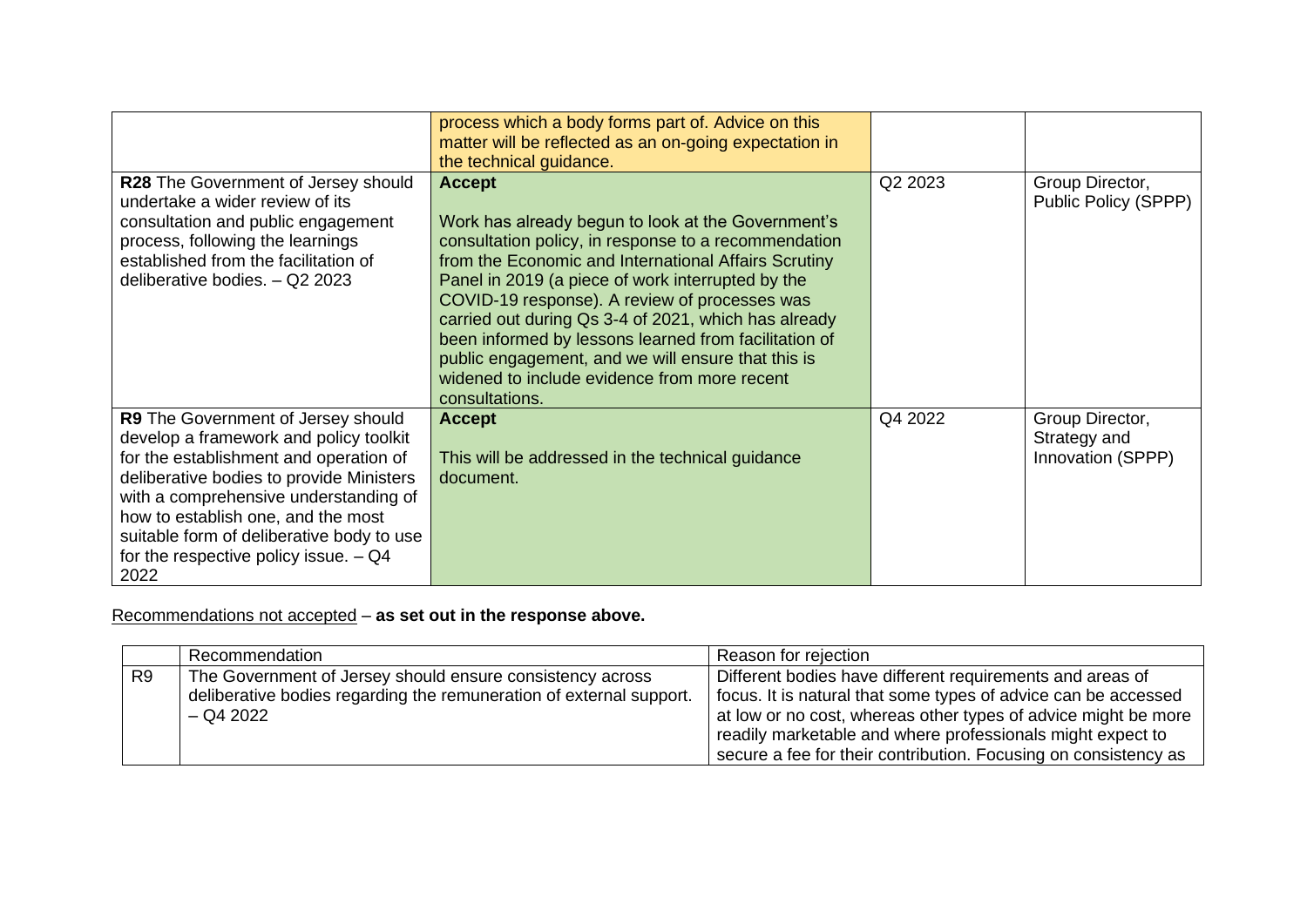| | | | |
|---|---|---|---|
| | process which a body forms part of. Advice on this matter will be reflected as an on-going expectation in the technical guidance. | | |
| **R28** The Government of Jersey should undertake a wider review of its consultation and public engagement process, following the learnings established from the facilitation of deliberative bodies. – Q2 2023 | **Accept**<br><br>Work has already begun to look at the Government's consultation policy, in response to a recommendation from the Economic and International Affairs Scrutiny Panel in 2019 (a piece of work interrupted by the COVID-19 response). A review of processes was carried out during Qs 3-4 of 2021, which has already been informed by lessons learned from facilitation of public engagement, and we will ensure that this is widened to include evidence from more recent consultations. | Q2 2023 | Group Director, Public Policy (SPPP) |
| **R9** The Government of Jersey should develop a framework and policy toolkit for the establishment and operation of deliberative bodies to provide Ministers with a comprehensive understanding of how to establish one, and the most suitable form of deliberative body to use for the respective policy issue. – Q4 2022 | **Accept**<br><br>This will be addressed in the technical guidance document. | Q4 2022 | Group Director, Strategy and Innovation (SPPP) |

Recommendations not accepted – **as set out in the response above.**

| | Recommendation | Reason for rejection |
|---|---|---|
| R9 | The Government of Jersey should ensure consistency across deliberative bodies regarding the remuneration of external support. – Q4 2022 | Different bodies have different requirements and areas of focus. It is natural that some types of advice can be accessed at low or no cost, whereas other types of advice might be more readily marketable and where professionals might expect to secure a fee for their contribution. Focusing on consistency as |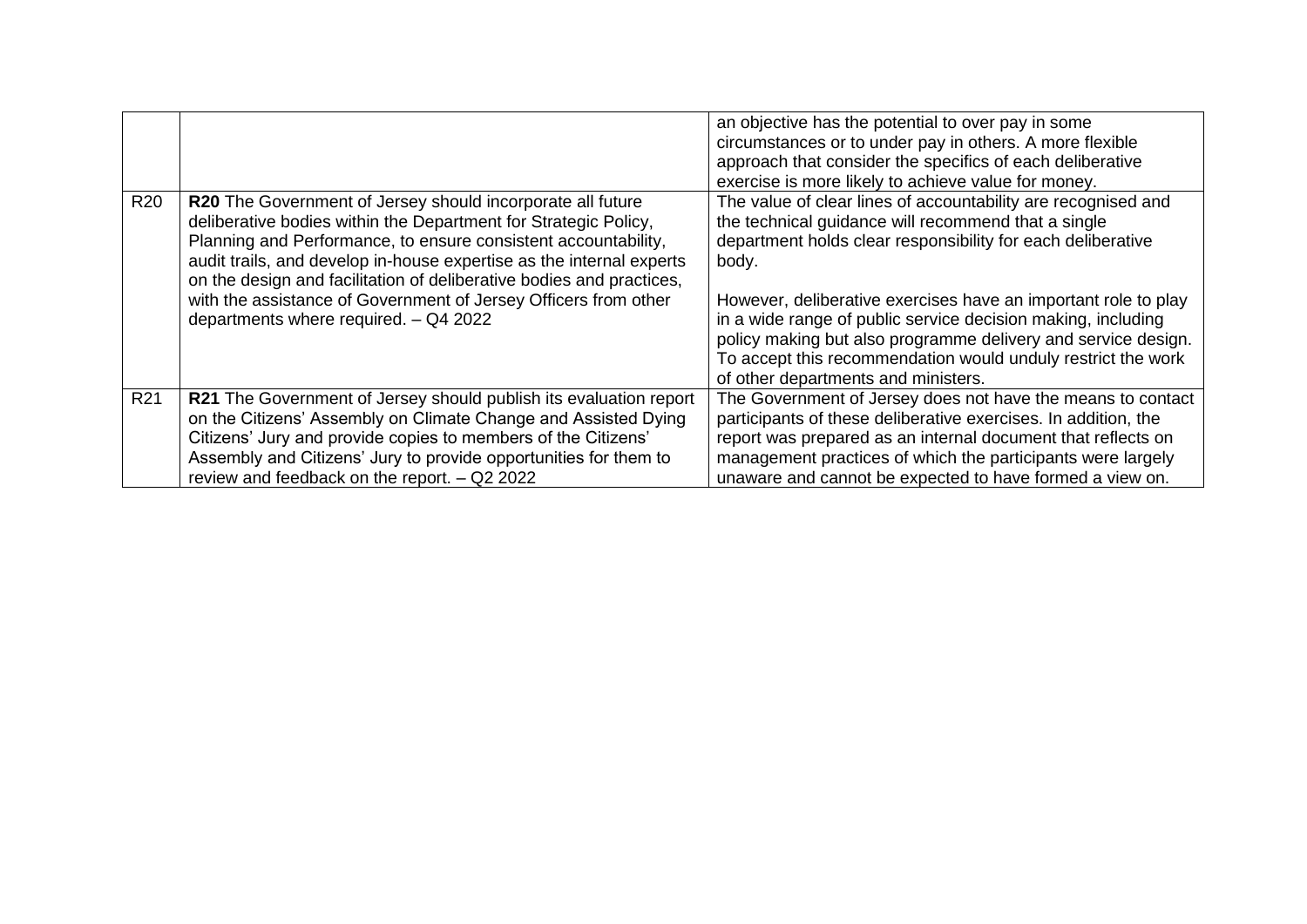| | | |
|---|---|---|
| | | an objective has the potential to over pay in some circumstances or to under pay in others. A more flexible approach that consider the specifics of each deliberative exercise is more likely to achieve value for money. |
| R20 | **R20** The Government of Jersey should incorporate all future deliberative bodies within the Department for Strategic Policy, Planning and Performance, to ensure consistent accountability, audit trails, and develop in-house expertise as the internal experts on the design and facilitation of deliberative bodies and practices, with the assistance of Government of Jersey Officers from other departments where required. – Q4 2022 | The value of clear lines of accountability are recognised and the technical guidance will recommend that a single department holds clear responsibility for each deliberative body.<br><br>However, deliberative exercises have an important role to play in a wide range of public service decision making, including policy making but also programme delivery and service design. To accept this recommendation would unduly restrict the work of other departments and ministers. |
| R21 | **R21** The Government of Jersey should publish its evaluation report on the Citizens' Assembly on Climate Change and Assisted Dying Citizens' Jury and provide copies to members of the Citizens' Assembly and Citizens' Jury to provide opportunities for them to review and feedback on the report. – Q2 2022 | The Government of Jersey does not have the means to contact participants of these deliberative exercises. In addition, the report was prepared as an internal document that reflects on management practices of which the participants were largely unaware and cannot be expected to have formed a view on. |